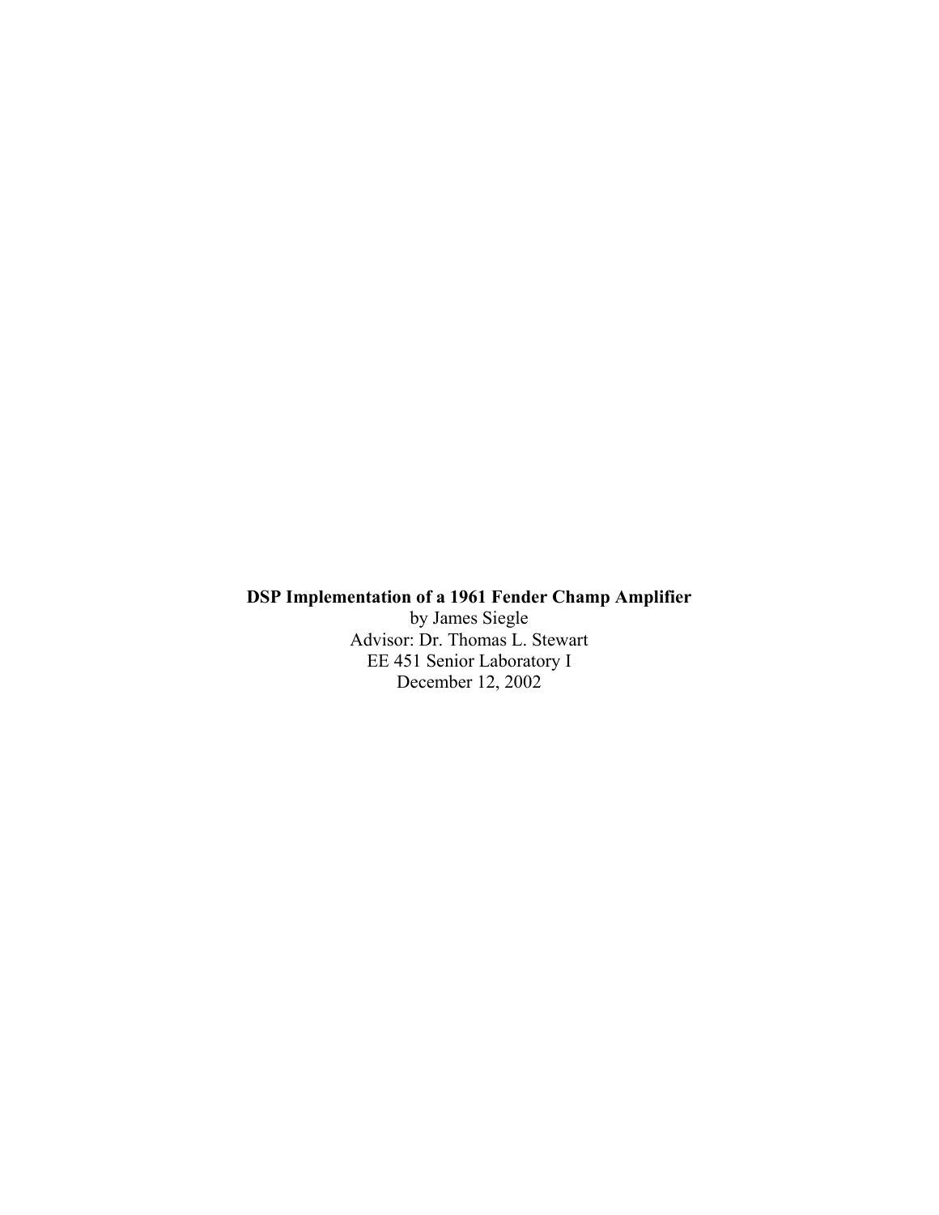**DSP Implementation of a 1961 Fender Champ Amplifier**

by James Siegle

Advisor: Dr. Thomas L. Stewart

EE 451 Senior Laboratory I

December 12, 2002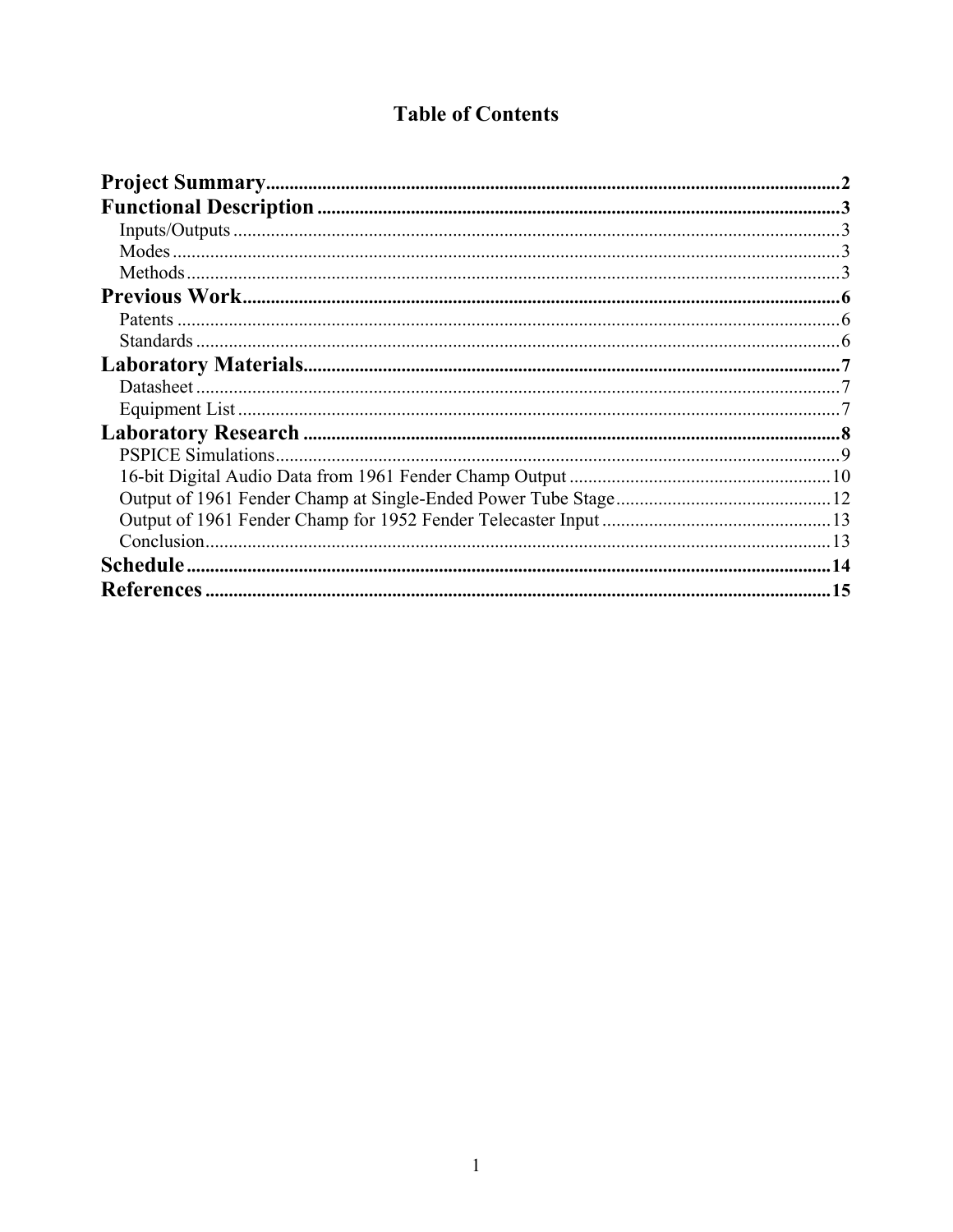# Table of Contents

**Project Summary** .......... 2
**Functional Description** .......... 3
- Inputs/Outputs .......... 3
- Modes .......... 3
- Methods .......... 3

**Previous Work** .......... 6
- Patents .......... 6
- Standards .......... 6

**Laboratory Materials** .......... 7
- Datasheet .......... 7
- Equipment List .......... 7

**Laboratory Research** .......... 8
- PSPICE Simulations .......... 9
- 16-bit Digital Audio Data from 1961 Fender Champ Output .......... 10
- Output of 1961 Fender Champ at Single-Ended Power Tube Stage .......... 12
- Output of 1961 Fender Champ for 1952 Fender Telecaster Input .......... 13
- Conclusion .......... 13

**Schedule** .......... 14
**References** .......... 15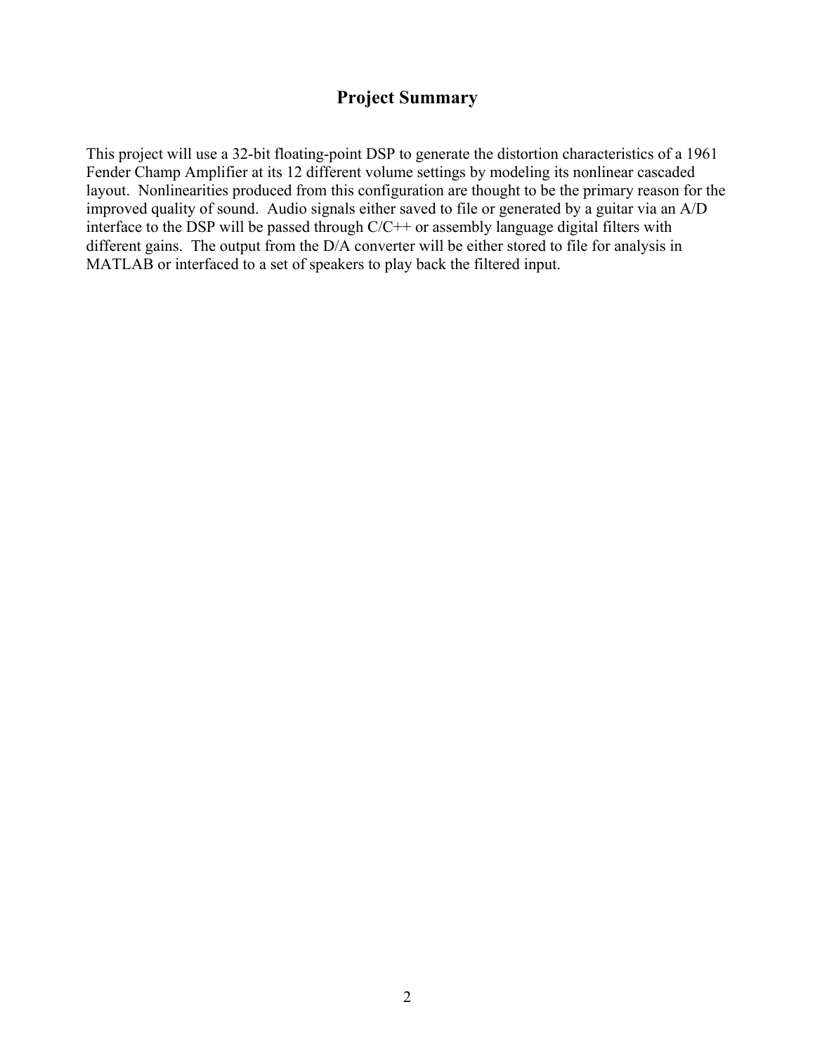# Project Summary

This project will use a 32-bit floating-point DSP to generate the distortion characteristics of a 1961 Fender Champ Amplifier at its 12 different volume settings by modeling its nonlinear cascaded layout. Nonlinearities produced from this configuration are thought to be the primary reason for the improved quality of sound. Audio signals either saved to file or generated by a guitar via an A/D interface to the DSP will be passed through C/C++ or assembly language digital filters with different gains. The output from the D/A converter will be either stored to file for analysis in MATLAB or interfaced to a set of speakers to play back the filtered input.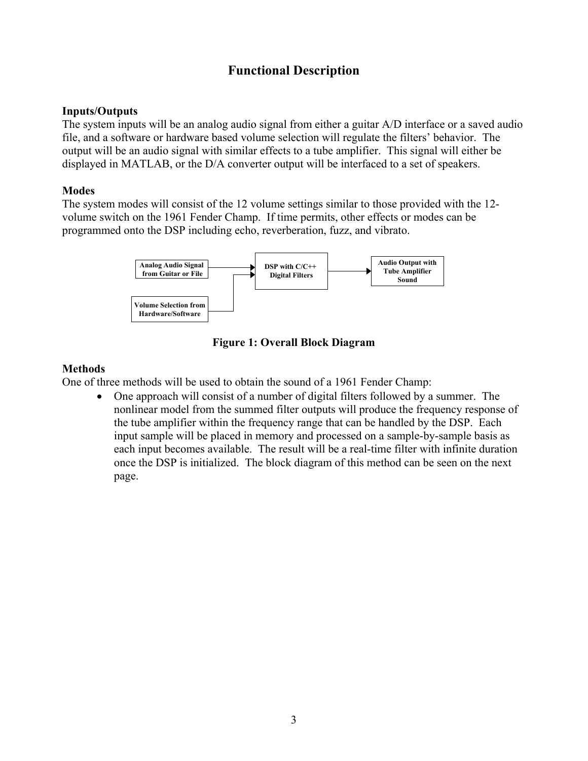## Functional Description

### Inputs/Outputs

The system inputs will be an analog audio signal from either a guitar A/D interface or a saved audio file, and a software or hardware based volume selection will regulate the filters' behavior. The output will be an audio signal with similar effects to a tube amplifier. This signal will either be displayed in MATLAB, or the D/A converter output will be interfaced to a set of speakers.

### Modes

The system modes will consist of the 12 volume settings similar to those provided with the 12-volume switch on the 1961 Fender Champ. If time permits, other effects or modes can be programmed onto the DSP including echo, reverberation, fuzz, and vibrato.

Analog Audio Signal from Guitar or File

Volume Selection from Hardware/Software

DSP with C/C++ Digital Filters

Audio Output with Tube Amplifier Sound

**Figure 1: Overall Block Diagram**

### Methods

One of three methods will be used to obtain the sound of a 1961 Fender Champ:

- One approach will consist of a number of digital filters followed by a summer. The nonlinear model from the summed filter outputs will produce the frequency response of the tube amplifier within the frequency range that can be handled by the DSP. Each input sample will be placed in memory and processed on a sample-by-sample basis as each input becomes available. The result will be a real-time filter with infinite duration once the DSP is initialized. The block diagram of this method can be seen on the next page.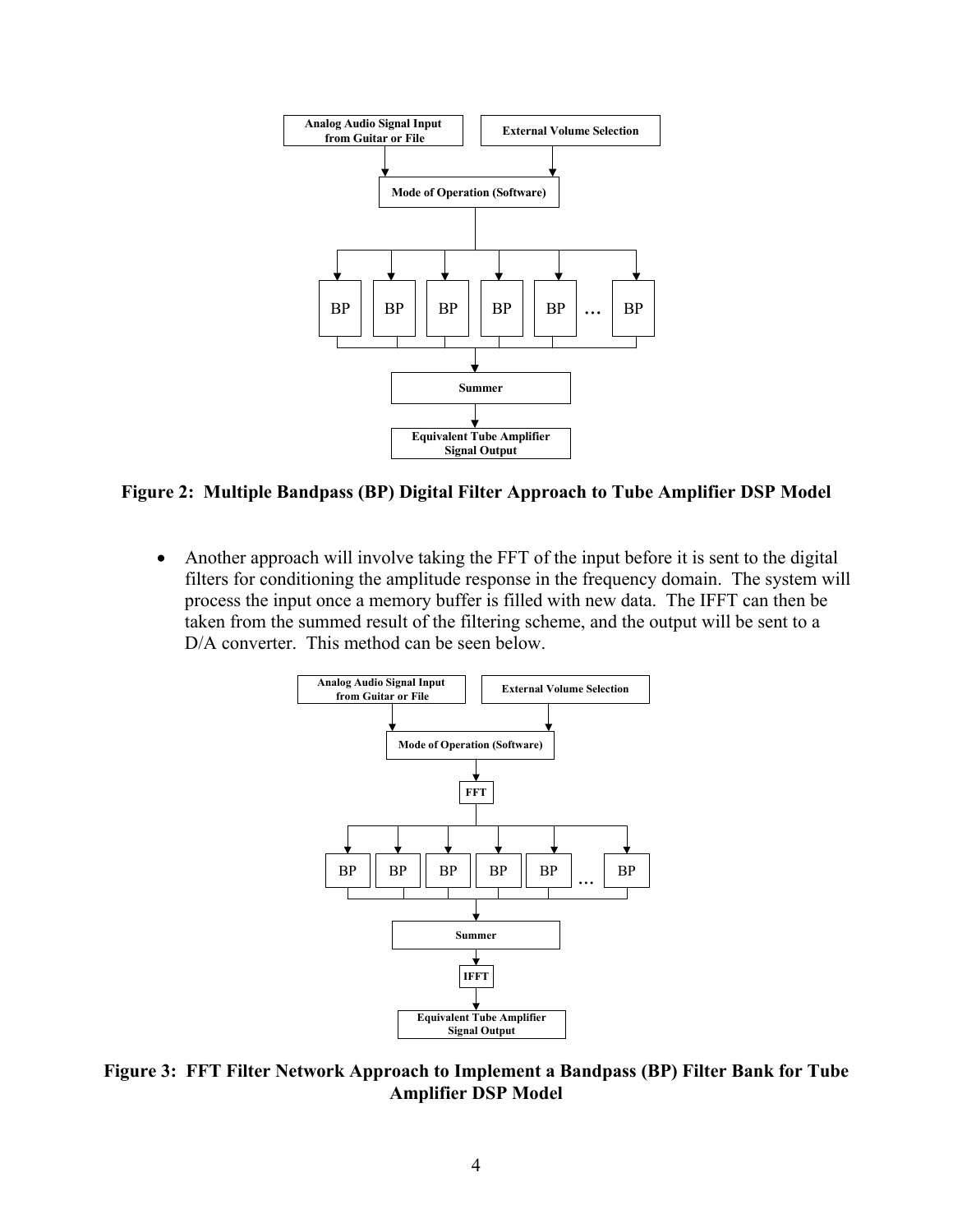**Figure 2: Multiple Bandpass (BP) Digital Filter Approach to Tube Amplifier DSP Model**

- Another approach will involve taking the FFT of the input before it is sent to the digital filters for conditioning the amplitude response in the frequency domain. The system will process the input once a memory buffer is filled with new data. The IFFT can then be taken from the summed result of the filtering scheme, and the output will be sent to a D/A converter. This method can be seen below.

**Figure 3: FFT Filter Network Approach to Implement a Bandpass (BP) Filter Bank for Tube Amplifier DSP Model**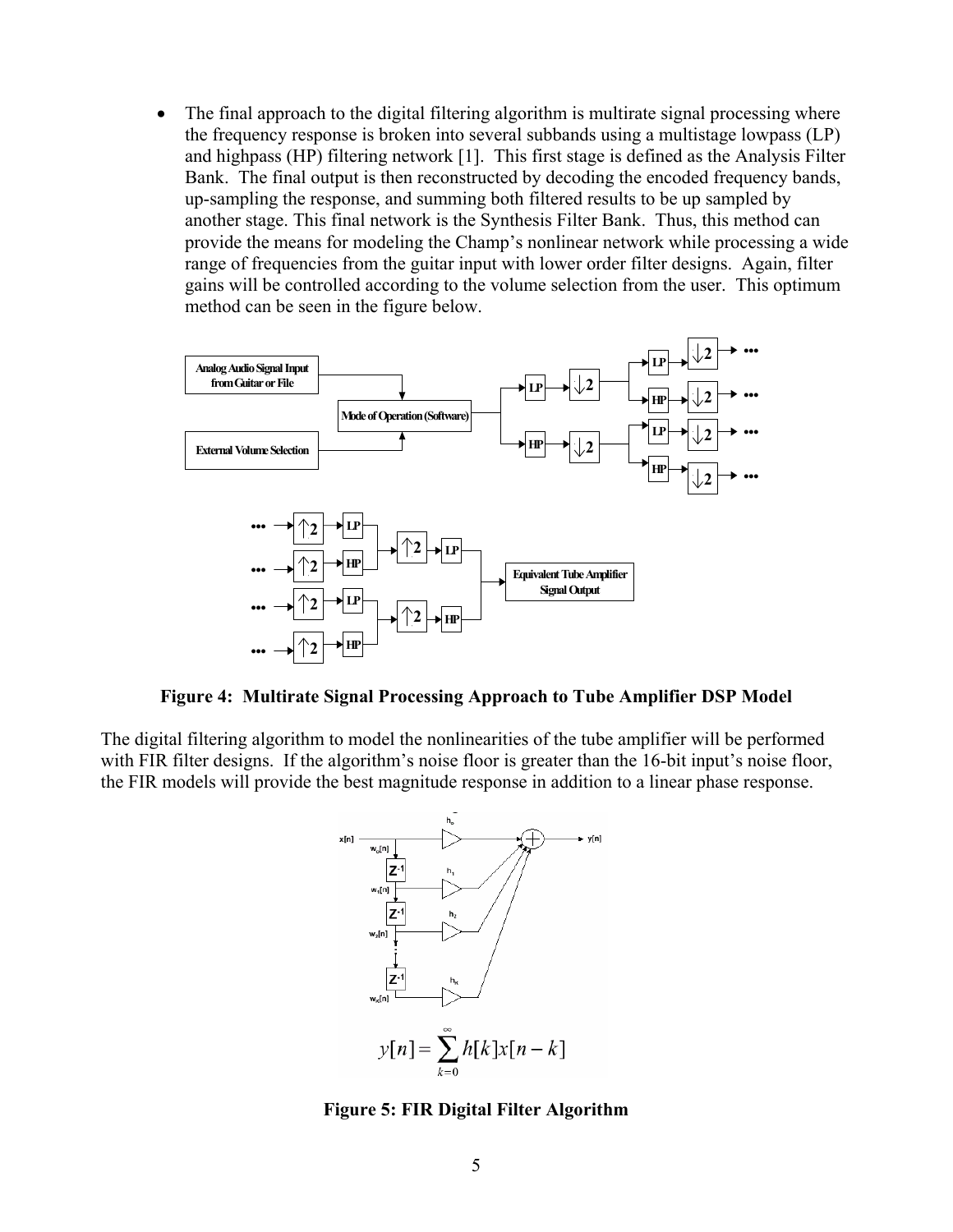- The final approach to the digital filtering algorithm is multirate signal processing where the frequency response is broken into several subbands using a multistage lowpass (LP) and highpass (HP) filtering network [1]. This first stage is defined as the Analysis Filter Bank. The final output is then reconstructed by decoding the encoded frequency bands, up-sampling the response, and summing both filtered results to be up sampled by another stage. This final network is the Synthesis Filter Bank. Thus, this method can provide the means for modeling the Champ's nonlinear network while processing a wide range of frequencies from the guitar input with lower order filter designs. Again, filter gains will be controlled according to the volume selection from the user. This optimum method can be seen in the figure below.

**Figure 4: Multirate Signal Processing Approach to Tube Amplifier DSP Model**

The digital filtering algorithm to model the nonlinearities of the tube amplifier will be performed with FIR filter designs. If the algorithm's noise floor is greater than the 16-bit input's noise floor, the FIR models will provide the best magnitude response in addition to a linear phase response.

$$y[n] = \sum_{k=0}^{\infty} h[k]x[n-k]$$

**Figure 5: FIR Digital Filter Algorithm**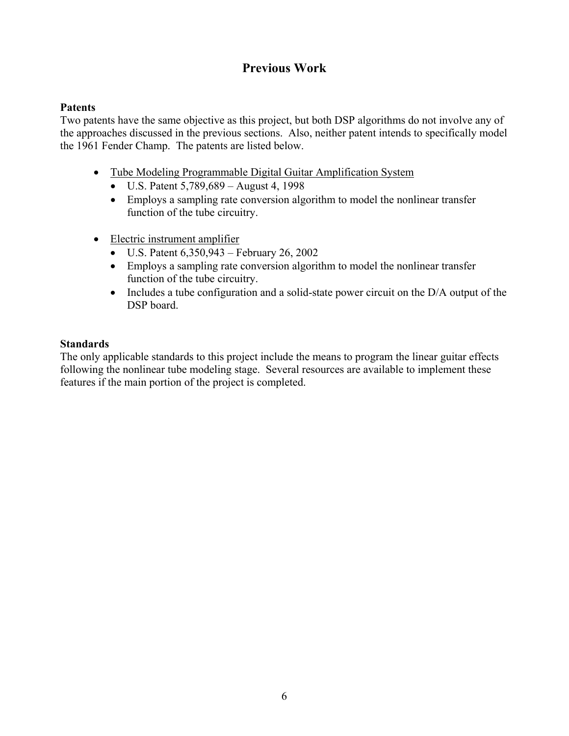# Previous Work

**Patents**

Two patents have the same objective as this project, but both DSP algorithms do not involve any of the approaches discussed in the previous sections. Also, neither patent intends to specifically model the 1961 Fender Champ. The patents are listed below.

- <u>Tube Modeling Programmable Digital Guitar Amplification System</u>
  - U.S. Patent 5,789,689 – August 4, 1998
  - Employs a sampling rate conversion algorithm to model the nonlinear transfer function of the tube circuitry.

- <u>Electric instrument amplifier</u>
  - U.S. Patent 6,350,943 – February 26, 2002
  - Employs a sampling rate conversion algorithm to model the nonlinear transfer function of the tube circuitry.
  - Includes a tube configuration and a solid-state power circuit on the D/A output of the DSP board.

**Standards**

The only applicable standards to this project include the means to program the linear guitar effects following the nonlinear tube modeling stage. Several resources are available to implement these features if the main portion of the project is completed.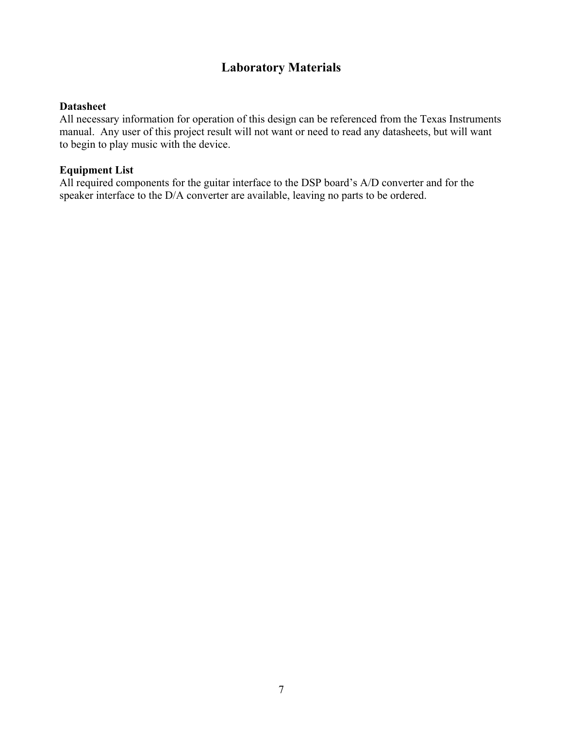# Laboratory Materials

**Datasheet**

All necessary information for operation of this design can be referenced from the Texas Instruments manual. Any user of this project result will not want or need to read any datasheets, but will want to begin to play music with the device.

**Equipment List**

All required components for the guitar interface to the DSP board's A/D converter and for the speaker interface to the D/A converter are available, leaving no parts to be ordered.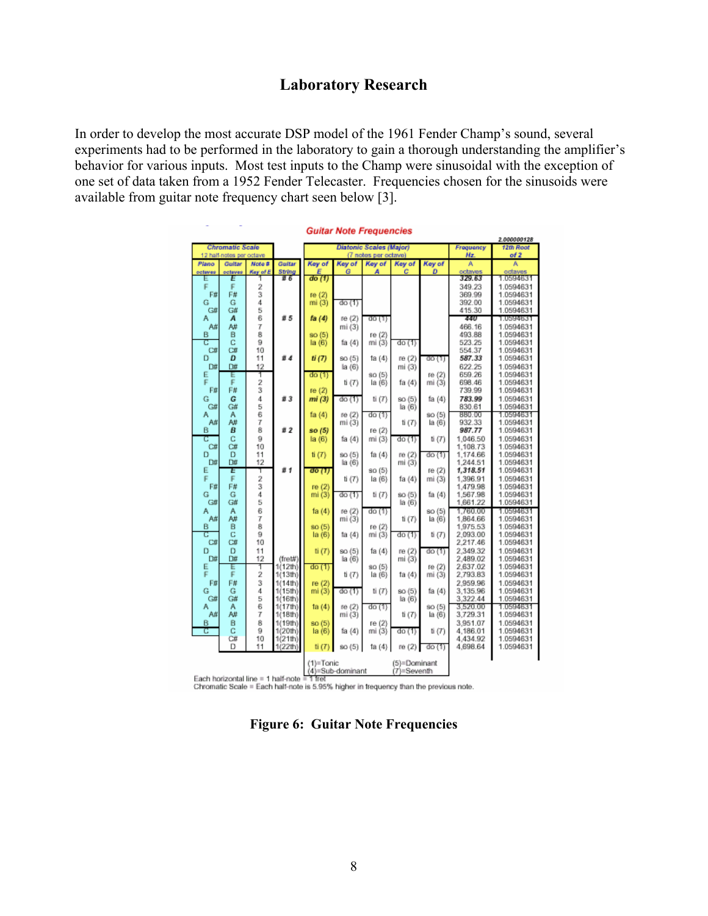## Laboratory Research

In order to develop the most accurate DSP model of the 1961 Fender Champ's sound, several experiments had to be performed in the laboratory to gain a thorough understanding the amplifier's behavior for various inputs. Most test inputs to the Champ were sinusoidal with the exception of one set of data taken from a 1952 Fender Telecaster. Frequencies chosen for the sinusoids were available from guitar note frequency chart seen below [3].

**Guitar Note Frequencies**

| Chromatic Scale (12 half-notes per octave) | | | | Diatonic Scales (Major) (7 notes per octave) | | | | | Frequency Hz. | 12th Root of 2 (2.000000128) |
|---|---|---|---|---|---|---|---|---|---|---|
| Piano octaves | Guitar octaves | Note # Key of E | Guitar String | Key of E | Key of G | Key of A | Key of C | Key of D | A octaves | A octaves |
| E | E | 1 | # 6 | do (1) | | | | | 329.63 | 1.0594631 |
| F | F | 2 | | | | | | | 349.23 | 1.0594631 |
| F# | F# | 3 | | re (2) | | | | | 369.99 | 1.0594631 |
| G | G | 4 | | mi (3) | do (1) | | | | 392.00 | 1.0594631 |
| G# | G# | 5 | | | | | | | 415.30 | 1.0594631 |
| A | A | 6 | # 5 | fa (4) | re (2) | do (1) | | | 440 | 1.0594631 |
| A# | A# | 7 | | | mi (3) | | | | 466.16 | 1.0594631 |
| B | B | 8 | | so (5) | | re (2) | | | 493.88 | 1.0594631 |
| C | C | 9 | | la (6) | fa (4) | mi (3) | do (1) | | 523.25 | 1.0594631 |
| C# | C# | 10 | | | | | | | 554.37 | 1.0594631 |
| D | D | 11 | # 4 | ti (7) | so (5) | fa (4) | re (2) | do (1) | 587.33 | 1.0594631 |
| D# | D# | 12 | | | la (6) | | mi (3) | | 622.25 | 1.0594631 |
| E | E | 1 | | do (1) | | so (5) | | re (2) | 659.26 | 1.0594631 |
| F | F | 2 | | | ti (7) | la (6) | fa (4) | mi (3) | 698.46 | 1.0594631 |
| F# | F# | 3 | | re (2) | | | | | 739.99 | 1.0594631 |
| G | G | 4 | # 3 | mi (3) | do (1) | ti (7) | so (5) | fa (4) | 783.99 | 1.0594631 |
| G# | G# | 5 | | | | | la (6) | | 830.61 | 1.0594631 |
| A | A | 6 | | fa (4) | re (2) | do (1) | | so (5) | 880.00 | 1.0594631 |
| A# | A# | 7 | | | mi (3) | | ti (7) | la (6) | 932.33 | 1.0594631 |
| B | B | 8 | # 2 | so (5) | | re (2) | | | 987.77 | 1.0594631 |
| C | C | 9 | | la (6) | fa (4) | mi (3) | do (1) | ti (7) | 1,046.50 | 1.0594631 |
| C# | C# | 10 | | | | | | | 1,108.73 | 1.0594631 |
| D | D | 11 | | ti (7) | so (5) | fa (4) | re (2) | do (1) | 1,174.66 | 1.0594631 |
| D# | D# | 12 | | | la (6) | | mi (3) | | 1,244.51 | 1.0594631 |
| E | E | 1 | # 1 | do (1) | | so (5) | | re (2) | 1,318.51 | 1.0594631 |
| F | F | 2 | | | ti (7) | la (6) | fa (4) | mi (3) | 1,396.91 | 1.0594631 |
| F# | F# | 3 | | re (2) | | | | | 1,479.98 | 1.0594631 |
| G | G | 4 | | mi (3) | do (1) | ti (7) | so (5) | fa (4) | 1,567.98 | 1.0594631 |
| G# | G# | 5 | | | | | la (6) | | 1,661.22 | 1.0594631 |
| A | A | 6 | | fa (4) | re (2) | do (1) | | so (5) | 1,760.00 | 1.0594631 |
| A# | A# | 7 | | | mi (3) | | ti (7) | la (6) | 1,864.66 | 1.0594631 |
| B | B | 8 | | so (5) | | re (2) | | | 1,975.53 | 1.0594631 |
| C | C | 9 | | la (6) | fa (4) | mi (3) | do (1) | ti (7) | 2,093.00 | 1.0594631 |
| C# | C# | 10 | | | | | | | 2,217.46 | 1.0594631 |
| D | D | 11 | | ti (7) | so (5) | fa (4) | re (2) | do (1) | 2,349.32 | 1.0594631 |
| D# | D# | 12 | (fret#) | | la (6) | | mi (3) | | 2,489.02 | 1.0594631 |
| E | E | 1 | 1(12th) | do (1) | | so (5) | | re (2) | 2,637.02 | 1.0594631 |
| F | F | 2 | 1(13th) | | ti (7) | la (6) | fa (4) | mi (3) | 2,793.83 | 1.0594631 |
| F# | F# | 3 | 1(14th) | re (2) | | | | | 2,959.96 | 1.0594631 |
| G | G | 4 | 1(15th) | mi (3) | do (1) | ti (7) | so (5) | fa (4) | 3,135.96 | 1.0594631 |
| G# | G# | 5 | 1(16th) | | | | la (6) | | 3,322.44 | 1.0594631 |
| A | A | 6 | 1(17th) | fa (4) | re (2) | do (1) | | so (5) | 3,520.00 | 1.0594631 |
| A# | A# | 7 | 1(18th) | | mi (3) | | ti (7) | la (6) | 3,729.31 | 1.0594631 |
| B | B | 8 | 1(19th) | so (5) | | re (2) | | | 3,951.07 | 1.0594631 |
| C | C | 9 | 1(20th) | la (6) | fa (4) | mi (3) | do (1) | ti (7) | 4,186.01 | 1.0594631 |
| | C# | 10 | 1(21th) | | | | | | 4,434.92 | 1.0594631 |
| | D | 11 | 1(22th) | ti (7) | so (5) | fa (4) | re (2) | do (1) | 4,698.64 | 1.0594631 |

(1)=Tonic (5)=Dominant
(4)=Sub-dominant (7)=Seventh

Each horizontal line = 1 half-note = 1 fret
Chromatic Scale = Each half-note is 5.95% higher in frequency than the previous note.

**Figure 6: Guitar Note Frequencies**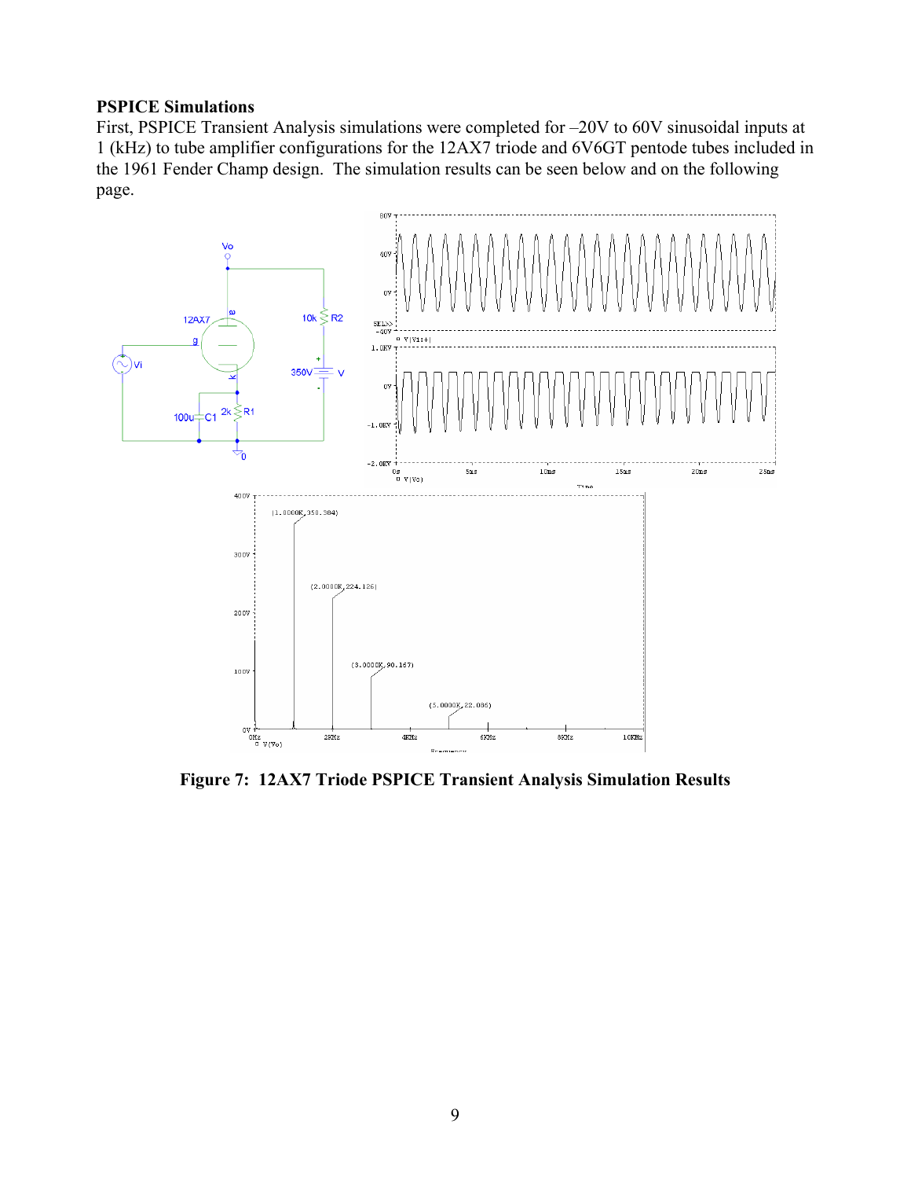**PSPICE Simulations**

First, PSPICE Transient Analysis simulations were completed for –20V to 60V sinusoidal inputs at 1 (kHz) to tube amplifier configurations for the 12AX7 triode and 6V6GT pentode tubes included in the 1961 Fender Champ design. The simulation results can be seen below and on the following page.

**Figure 7: 12AX7 Triode PSPICE Transient Analysis Simulation Results**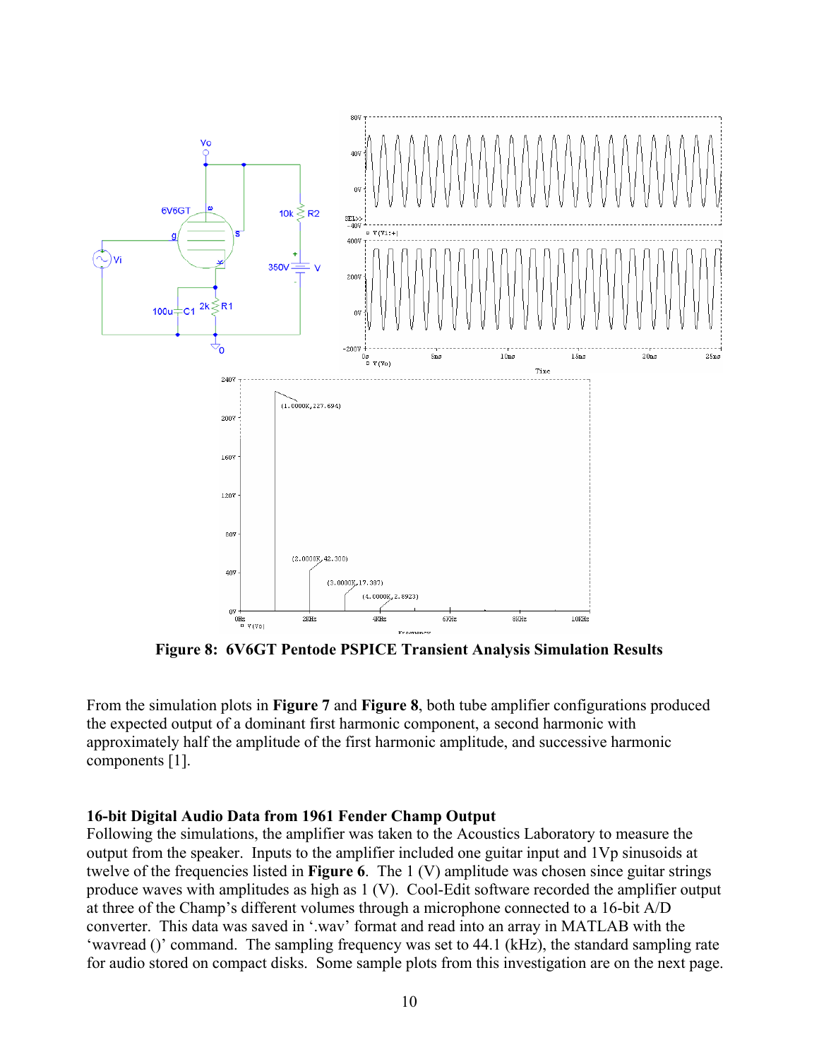**Figure 8: 6V6GT Pentode PSPICE Transient Analysis Simulation Results**

From the simulation plots in **Figure 7** and **Figure 8**, both tube amplifier configurations produced the expected output of a dominant first harmonic component, a second harmonic with approximately half the amplitude of the first harmonic amplitude, and successive harmonic components [1].

### 16-bit Digital Audio Data from 1961 Fender Champ Output

Following the simulations, the amplifier was taken to the Acoustics Laboratory to measure the output from the speaker. Inputs to the amplifier included one guitar input and 1Vp sinusoids at twelve of the frequencies listed in **Figure 6**. The 1 (V) amplitude was chosen since guitar strings produce waves with amplitudes as high as 1 (V). Cool-Edit software recorded the amplifier output at three of the Champ's different volumes through a microphone connected to a 16-bit A/D converter. This data was saved in '.wav' format and read into an array in MATLAB with the 'wavread ()' command. The sampling frequency was set to 44.1 (kHz), the standard sampling rate for audio stored on compact disks. Some sample plots from this investigation are on the next page.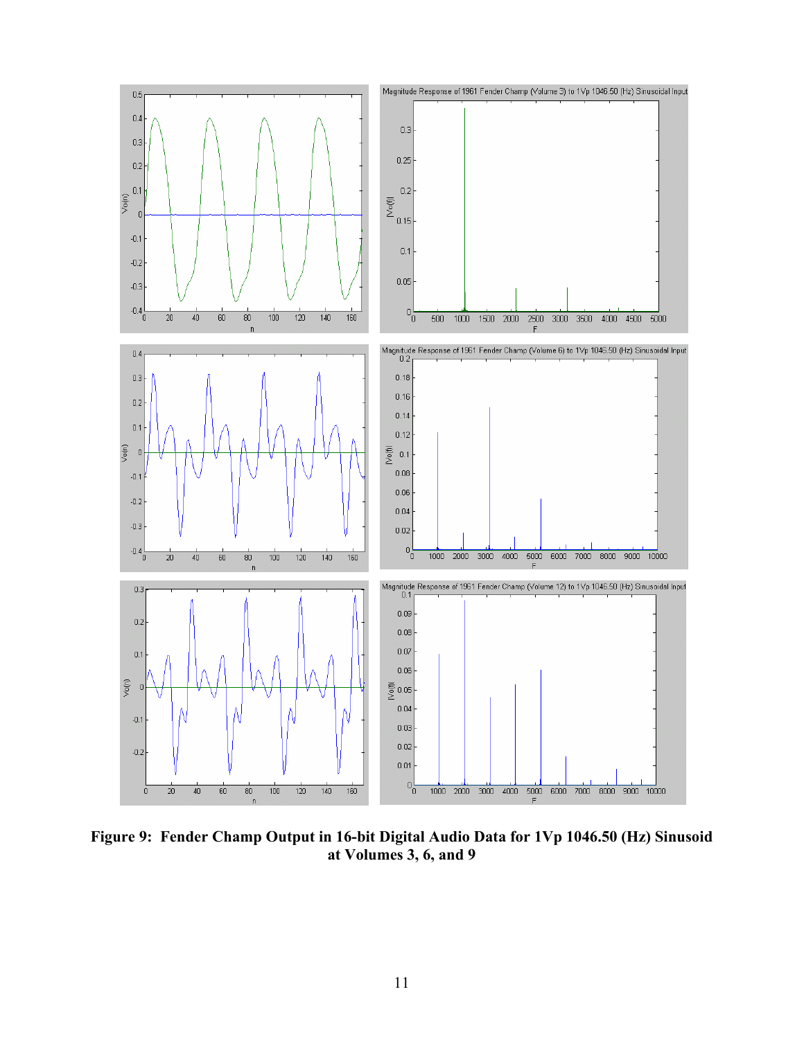**Figure 9: Fender Champ Output in 16-bit Digital Audio Data for 1Vp 1046.50 (Hz) Sinusoid at Volumes 3, 6, and 9**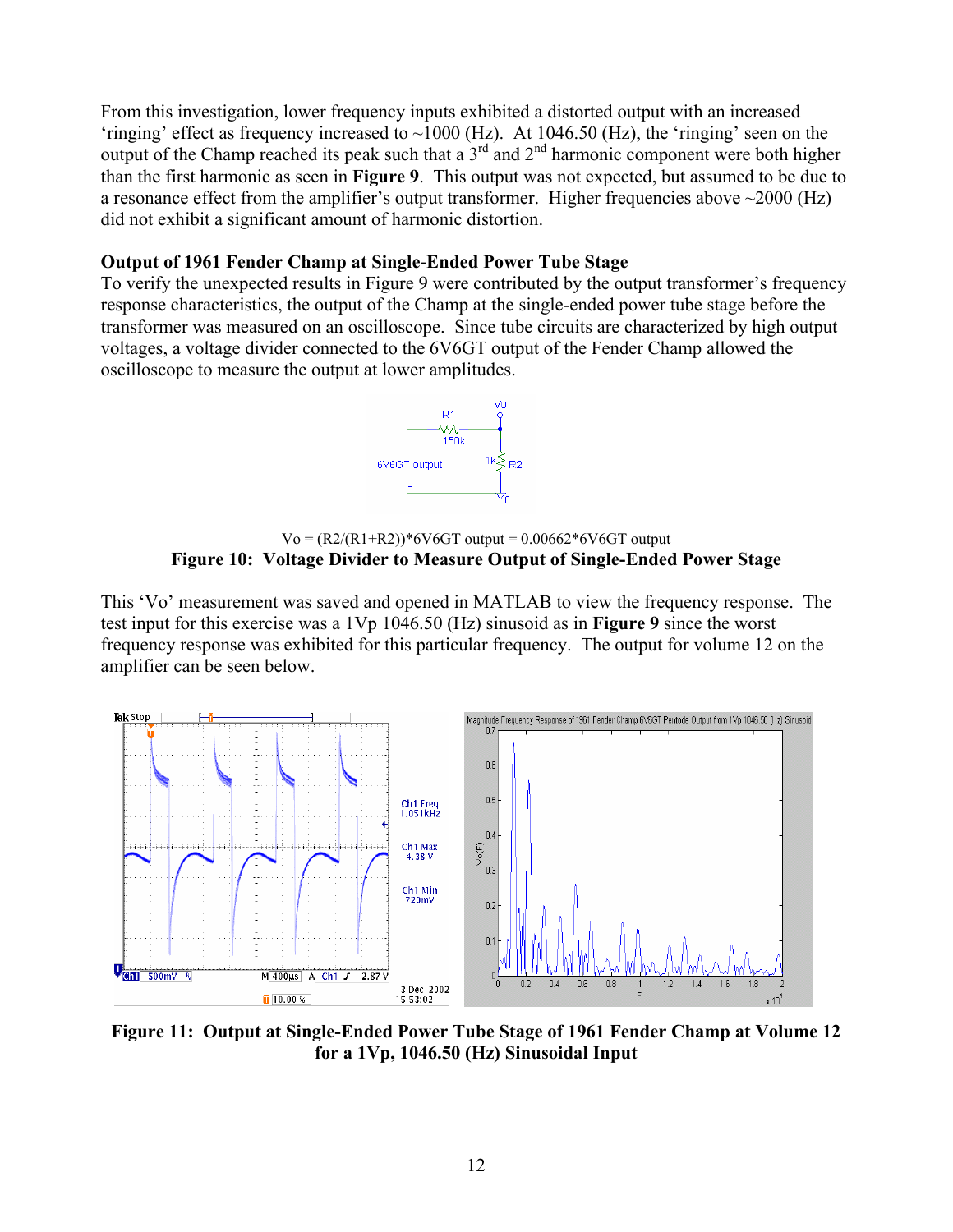From this investigation, lower frequency inputs exhibited a distorted output with an increased 'ringing' effect as frequency increased to ~1000 (Hz). At 1046.50 (Hz), the 'ringing' seen on the output of the Champ reached its peak such that a 3rd and 2nd harmonic component were both higher than the first harmonic as seen in **Figure 9**. This output was not expected, but assumed to be due to a resonance effect from the amplifier's output transformer. Higher frequencies above ~2000 (Hz) did not exhibit a significant amount of harmonic distortion.

### Output of 1961 Fender Champ at Single-Ended Power Tube Stage

To verify the unexpected results in Figure 9 were contributed by the output transformer's frequency response characteristics, the output of the Champ at the single-ended power tube stage before the transformer was measured on an oscilloscope. Since tube circuits are characterized by high output voltages, a voltage divider connected to the 6V6GT output of the Fender Champ allowed the oscilloscope to measure the output at lower amplitudes.

$$V_o = (R2/(R1+R2))*6V6GT \text{ output} = 0.00662*6V6GT \text{ output}$$

**Figure 10: Voltage Divider to Measure Output of Single-Ended Power Stage**

This 'Vo' measurement was saved and opened in MATLAB to view the frequency response. The test input for this exercise was a 1Vp 1046.50 (Hz) sinusoid as in **Figure 9** since the worst frequency response was exhibited for this particular frequency. The output for volume 12 on the amplifier can be seen below.

**Figure 11: Output at Single-Ended Power Tube Stage of 1961 Fender Champ at Volume 12 for a 1Vp, 1046.50 (Hz) Sinusoidal Input**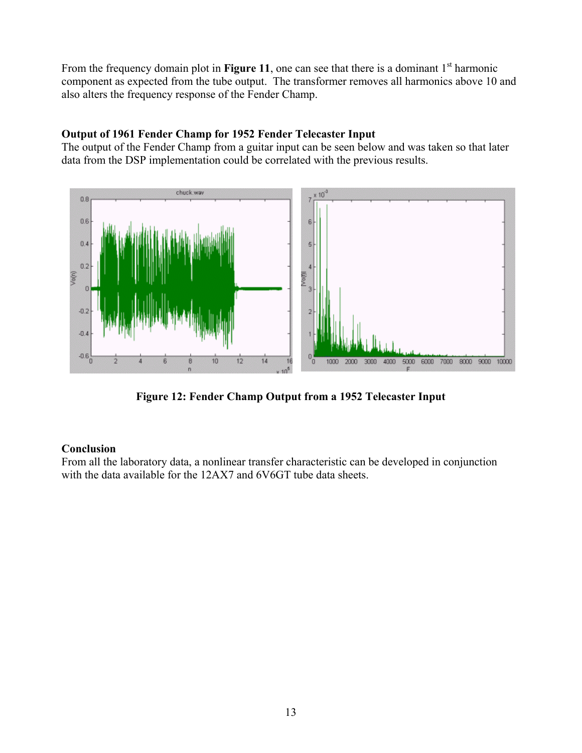From the frequency domain plot in **Figure 11**, one can see that there is a dominant 1st harmonic component as expected from the tube output. The transformer removes all harmonics above 10 and also alters the frequency response of the Fender Champ.

### Output of 1961 Fender Champ for 1952 Fender Telecaster Input

The output of the Fender Champ from a guitar input can be seen below and was taken so that later data from the DSP implementation could be correlated with the previous results.

**Figure 12: Fender Champ Output from a 1952 Telecaster Input**

### Conclusion

From all the laboratory data, a nonlinear transfer characteristic can be developed in conjunction with the data available for the 12AX7 and 6V6GT tube data sheets.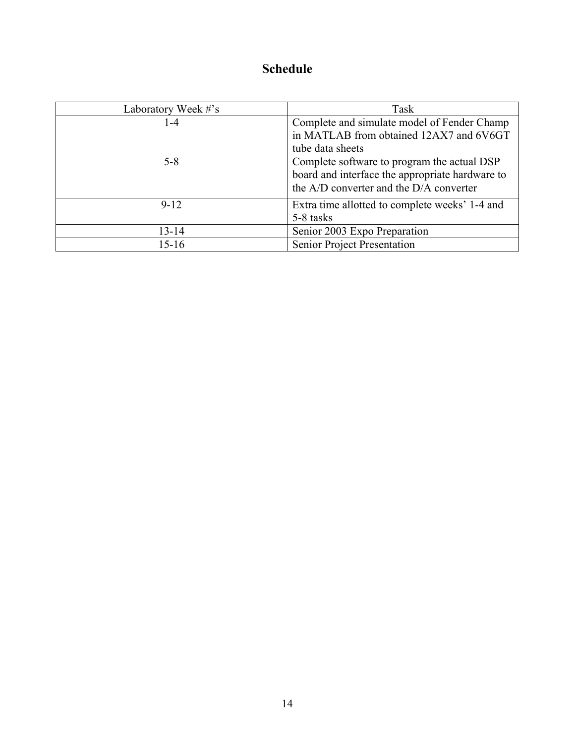# Schedule

| Laboratory Week #'s | Task |
| --- | --- |
| 1-4 | Complete and simulate model of Fender Champ in MATLAB from obtained 12AX7 and 6V6GT tube data sheets |
| 5-8 | Complete software to program the actual DSP board and interface the appropriate hardware to the A/D converter and the D/A converter |
| 9-12 | Extra time allotted to complete weeks' 1-4 and 5-8 tasks |
| 13-14 | Senior 2003 Expo Preparation |
| 15-16 | Senior Project Presentation |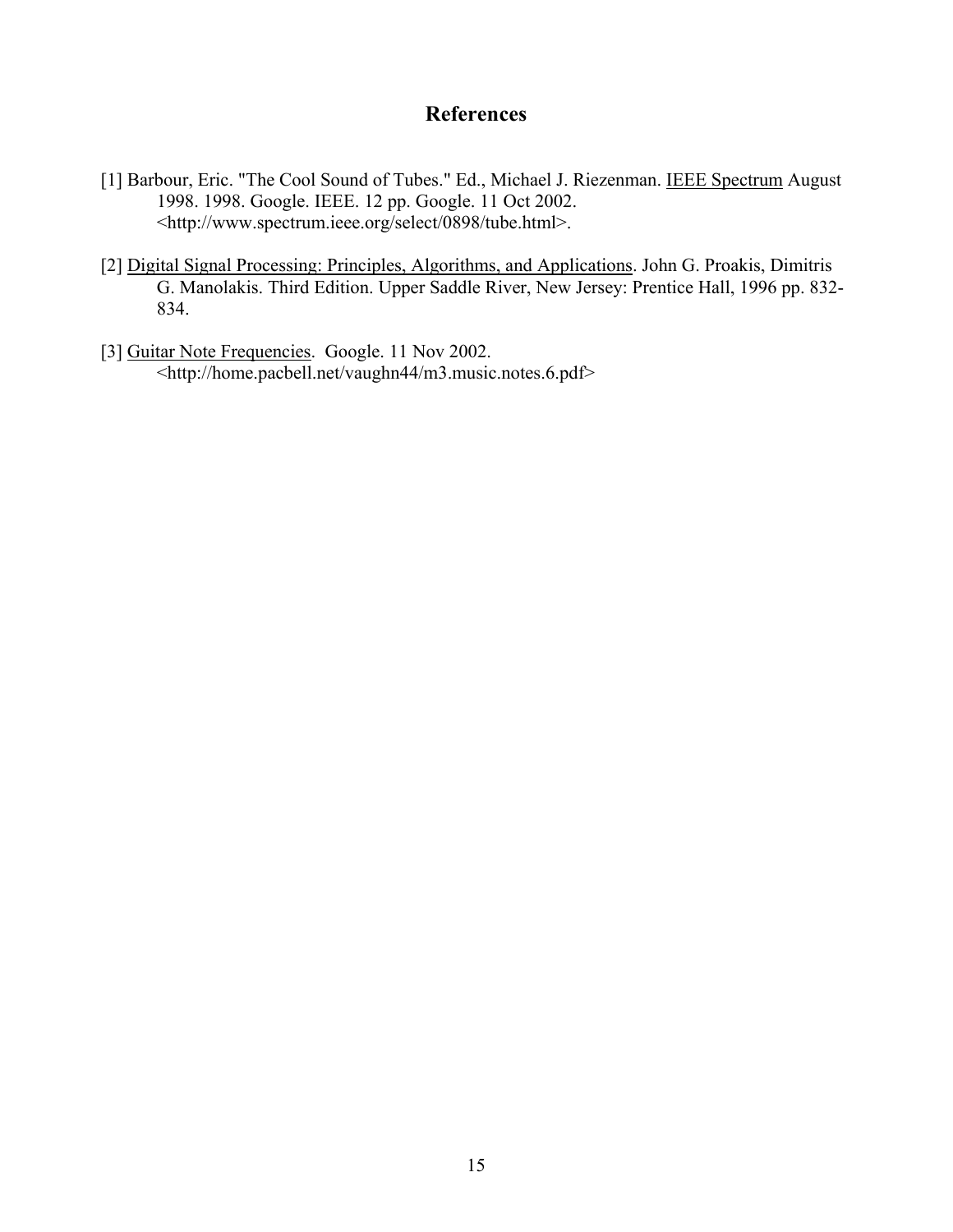## References

[1] Barbour, Eric. "The Cool Sound of Tubes." Ed., Michael J. Riezenman. IEEE Spectrum August 1998. 1998. Google. IEEE. 12 pp. Google. 11 Oct 2002. <http://www.spectrum.ieee.org/select/0898/tube.html>.

[2] Digital Signal Processing: Principles, Algorithms, and Applications. John G. Proakis, Dimitris G. Manolakis. Third Edition. Upper Saddle River, New Jersey: Prentice Hall, 1996 pp. 832-834.

[3] Guitar Note Frequencies. Google. 11 Nov 2002. <http://home.pacbell.net/vaughn44/m3.music.notes.6.pdf>